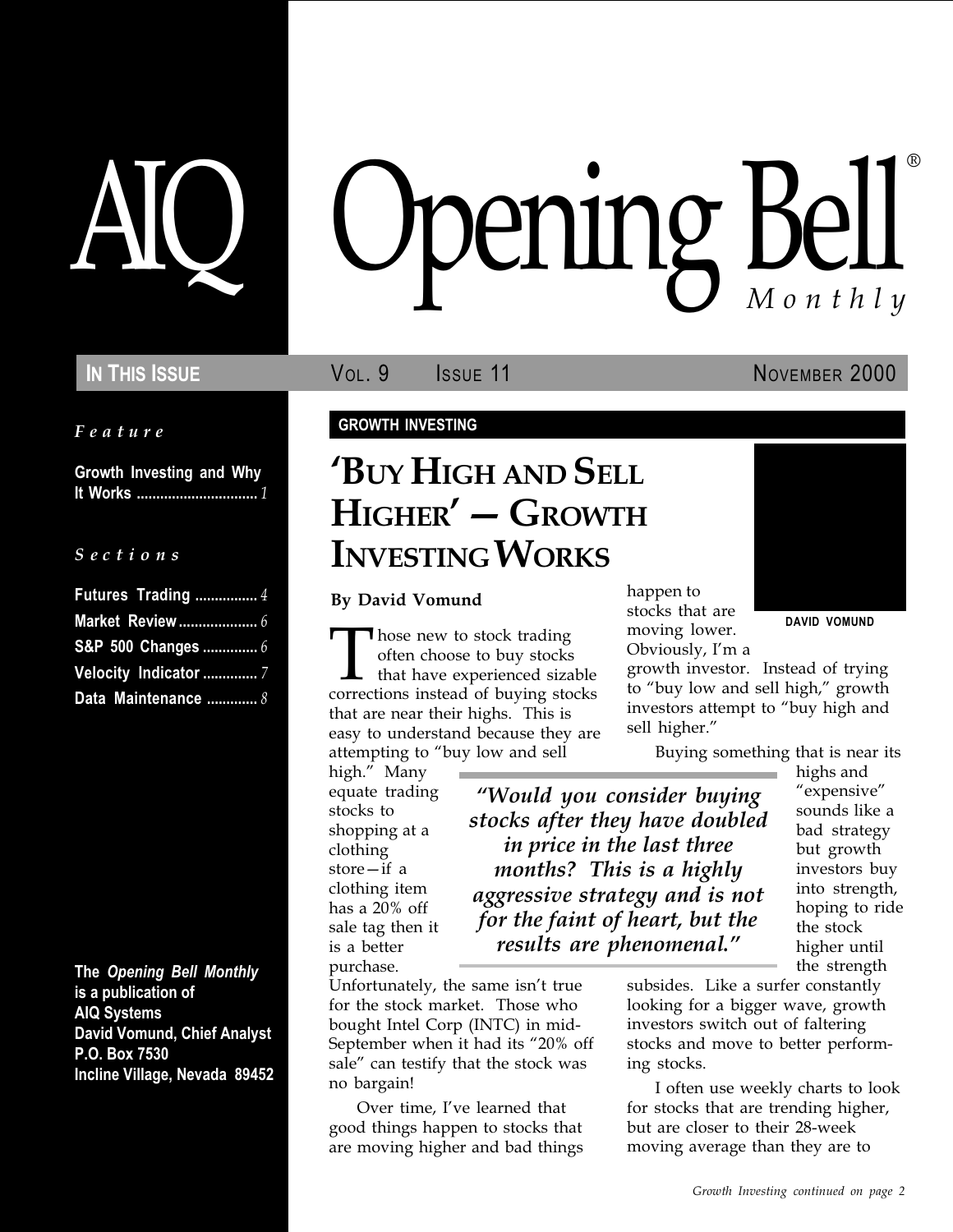# AIQ Opening Bell® Monthly

**IN THIS ISSUE** VOL. 9 ISSUE 11 NOVEMBER 2000

*Feature*

**Growth Investing and Why It Works** ........ *1*

*Sections*

**Futures Trading** ........ *4*
**Market Review** ........ *6*
**S&P 500 Changes** ........ *6*
**Velocity Indicator** ........ *7*
**Data Maintenance** ........ *8*

**The *Opening Bell Monthly* is a publication of AIQ Systems**
**David Vomund, Chief Analyst**
**P.O. Box 7530**
**Incline Village, Nevada 89452**

**GROWTH INVESTING**

## 'BUY HIGH AND SELL HIGHER' — GROWTH INVESTING WORKS

**By David Vomund**

DAVID VOMUND

Those new to stock trading often choose to buy stocks that have experienced sizable corrections instead of buying stocks that are near their highs. This is easy to understand because they are attempting to "buy low and sell high." Many equate trading stocks to shopping at a clothing store—if a clothing item has a 20% off sale tag then it is a better purchase. Unfortunately, the same isn't true for the stock market. Those who bought Intel Corp (INTC) in mid-September when it had its "20% off sale" can testify that the stock was no bargain!

Over time, I've learned that good things happen to stocks that are moving higher and bad things happen to stocks that are moving lower. Obviously, I'm a growth investor. Instead of trying to "buy low and sell high," growth investors attempt to "buy high and sell higher."

> *"Would you consider buying stocks after they have doubled in price in the last three months? This is a highly aggressive strategy and is not for the faint of heart, but the results are phenomenal."*

Buying something that is near its highs and "expensive" sounds like a bad strategy but growth investors buy into strength, hoping to ride the stock higher until the strength subsides. Like a surfer constantly looking for a bigger wave, growth investors switch out of faltering stocks and move to better performing stocks.

I often use weekly charts to look for stocks that are trending higher, but are closer to their 28-week moving average than they are to

*Growth Investing continued on page 2*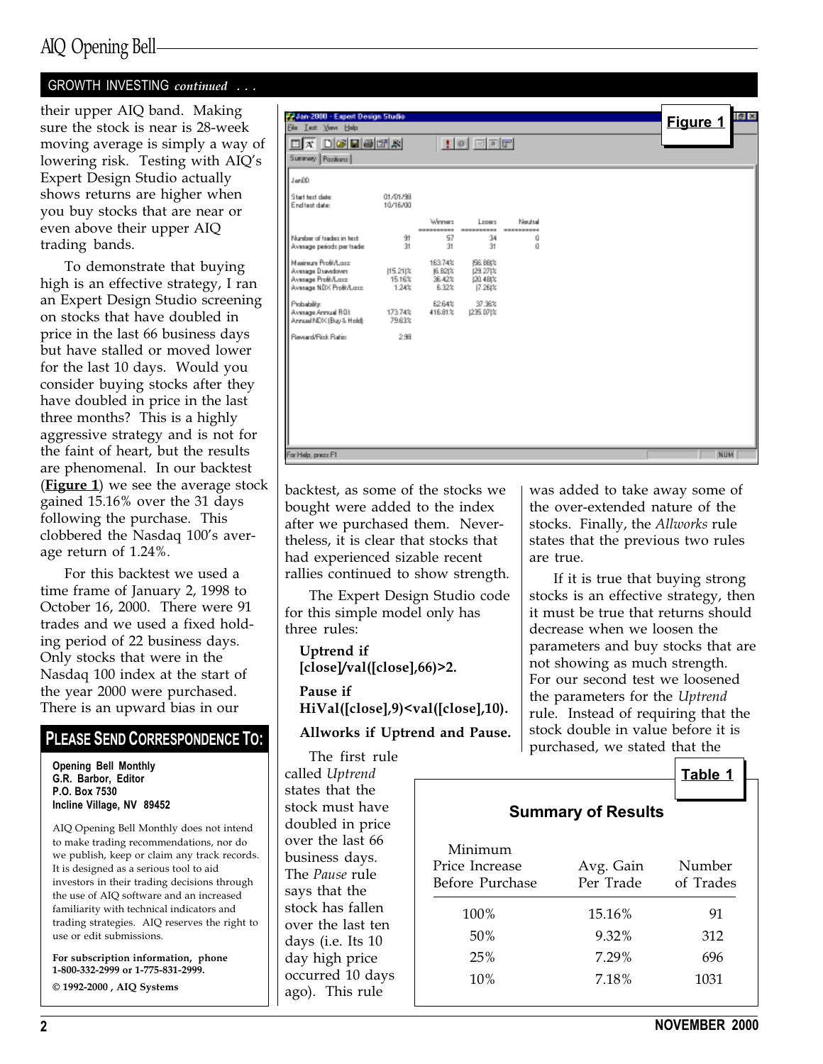GROWTH INVESTING *continued* . . .

their upper AIQ band. Making sure the stock is near is 28-week moving average is simply a way of lowering risk. Testing with AIQ's Expert Design Studio actually shows returns are higher when you buy stocks that are near or even above their upper AIQ trading bands.

To demonstrate that buying high is an effective strategy, I ran an Expert Design Studio screening on stocks that have doubled in price in the last 66 business days but have stalled or moved lower for the last 10 days. Would you consider buying stocks after they have doubled in price in the last three months? This is a highly aggressive strategy and is not for the faint of heart, but the results are phenomenal. In our backtest (**Figure 1**) we see the average stock gained 15.16% over the 31 days following the purchase. This clobbered the Nasdaq 100's average return of 1.24%.

**Figure 1**

Jan00

| | | Winners | Losers | Neutral |
|---|---|---|---|---|
| Start test date: | 01/01/98 | | | |
| End test date: | 10/16/00 | | | |
| Number of trades in test: | 91 | 57 | 34 | 0 |
| Average periods per trade: | 31 | 31 | 31 | 0 |
| Maximum Profit/Loss: | | 163.74% | (56.88)% | |
| Average Drawdown: | (15.21)% | (6.82)% | (29.27)% | |
| Average Profit/Loss: | 15.16% | 36.42% | (20.48)% | |
| Average NDX Profit/Loss: | 1.24% | 6.32% | (7.26)% | |
| Probability: | | 62.64% | 37.36% | |
| Average Annual ROI: | 173.74% | 416.81% | (235.07)% | |
| Annual NDX (Buy & Hold): | 79.63% | | | |
| Reward/Risk Ratio: | 2.98 | | | |

For this backtest we used a time frame of January 2, 1998 to October 16, 2000. There were 91 trades and we used a fixed holding period of 22 business days. Only stocks that were in the Nasdaq 100 index at the start of the year 2000 were purchased. There is an upward bias in our backtest, as some of the stocks we bought were added to the index after we purchased them. Nevertheless, it is clear that stocks that had experienced sizable recent rallies continued to show strength.

The Expert Design Studio code for this simple model only has three rules:

**Uptrend if [close]/val([close],66)>2.**

**Pause if HiVal([close],9)<val([close],10).**

**Allworks if Uptrend and Pause.**

The first rule called *Uptrend* states that the stock must have doubled in price over the last 66 business days. The *Pause* rule says that the stock has fallen over the last ten days (i.e. Its 10 day high price occurred 10 days ago). This rule was added to take away some of the over-extended nature of the stocks. Finally, the *Allworks* rule states that the previous two rules are true.

If it is true that buying strong stocks is an effective strategy, then it must be true that returns should decrease when we loosen the parameters and buy stocks that are not showing as much strength. For our second test we loosened the parameters for the *Uptrend* rule. Instead of requiring that the stock double in value before it is purchased, we stated that the

**Table 1**

**Summary of Results**

| Minimum Price Increase Before Purchase | Avg. Gain Per Trade | Number of Trades |
|---|---|---|
| 100% | 15.16% | 91 |
| 50% | 9.32% | 312 |
| 25% | 7.29% | 696 |
| 10% | 7.18% | 1031 |

## PLEASE SEND CORRESPONDENCE TO:

**Opening Bell Monthly**
**G.R. Barbor, Editor**
**P.O. Box 7530**
**Incline Village, NV 89452**

AIQ Opening Bell Monthly does not intend to make trading recommendations, nor do we publish, keep or claim any track records. It is designed as a serious tool to aid investors in their trading decisions through the use of AIQ software and an increased familiarity with technical indicators and trading strategies. AIQ reserves the right to use or edit submissions.

**For subscription information, phone 1-800-332-2999 or 1-775-831-2999.**

**© 1992-2000 , AIQ Systems**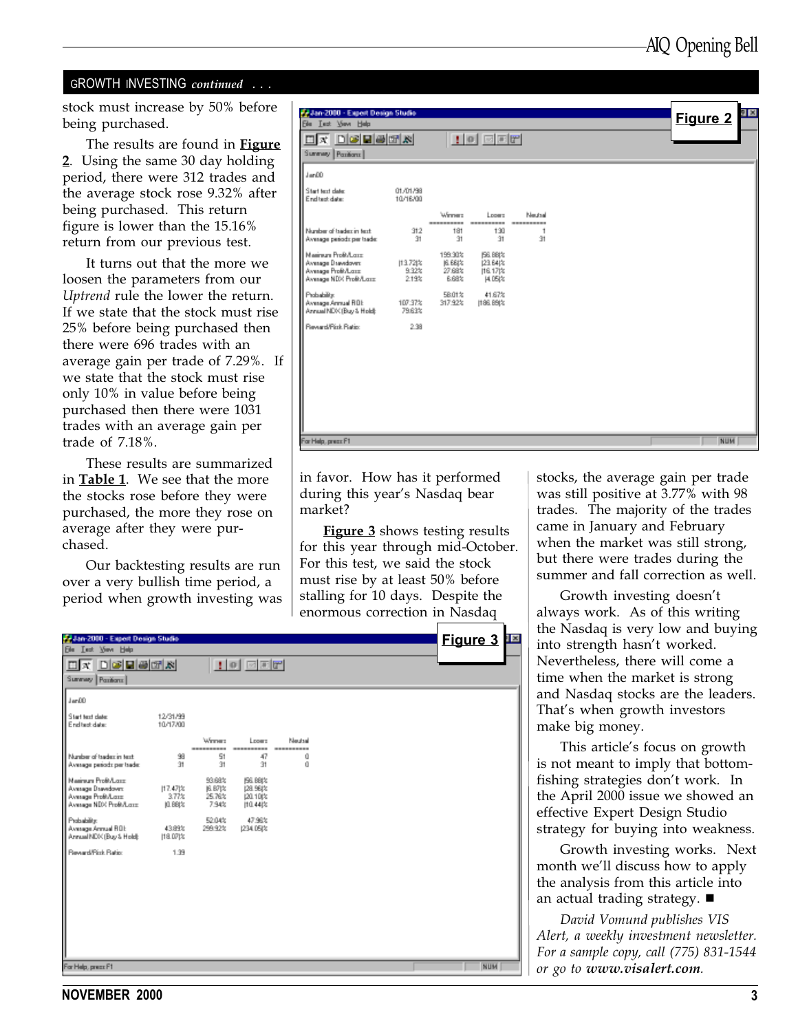## GROWTH INVESTING *continued* . . .

stock must increase by 50% before being purchased.

The results are found in **Figure 2**. Using the same 30 day holding period, there were 312 trades and the average stock rose 9.32% after being purchased. This return figure is lower than the 15.16% return from our previous test.

It turns out that the more we loosen the parameters from our *Uptrend* rule the lower the return. If we state that the stock must rise 25% before being purchased then there were 696 trades with an average gain per trade of 7.29%. If we state that the stock must rise only 10% in value before being purchased then there were 1031 trades with an average gain per trade of 7.18%.

These results are summarized in **Table 1**. We see that the more the stocks rose before they were purchased, the more they rose on average after they were purchased.

Our backtesting results are run over a very bullish time period, a period when growth investing was

**Figure 2**

Jan-2000 - Expert Design Studio

Jan00

| | | Winners | Losers | Neutral |
|---|---|---|---|---|
| Start test date: | 01/01/98 | | | |
| End test date: | 10/16/00 | | | |
| Number of trades in test: | 312 | 181 | 130 | 1 |
| Average periods per trade: | 31 | 31 | 31 | 31 |
| Maximum Profit/Loss: | | 199.30% | (56.88)% | |
| Average Drawdown: | (13.72)% | (6.66)% | (23.64)% | |
| Average Profit/Loss: | 9.32% | 27.68% | (16.17)% | |
| Average NDX Profit/Loss: | 2.19% | 6.68% | (4.05)% | |
| Probability: | | 58.01% | 41.67% | |
| Average Annual ROI: | 107.37% | 317.92% | (186.89)% | |
| Annual NDX (Buy & Hold): | 79.63% | | | |
| Reward/Risk Ratio: | 2.38 | | | |

in favor. How has it performed during this year's Nasdaq bear market?

**Figure 3** shows testing results for this year through mid-October. For this test, we said the stock must rise by at least 50% before stalling for 10 days. Despite the enormous correction in Nasdaq stocks, the average gain per trade was still positive at 3.77% with 98 trades. The majority of the trades came in January and February when the market was still strong, but there were trades during the summer and fall correction as well.

**Figure 3**

Jan-2000 - Expert Design Studio

Jan00

| | | Winners | Losers | Neutral |
|---|---|---|---|---|
| Start test date: | 12/31/99 | | | |
| End test date: | 10/17/00 | | | |
| Number of trades in test: | 98 | 51 | 47 | 0 |
| Average periods per trade: | 31 | 31 | 31 | 0 |
| Maximum Profit/Loss: | | 93.68% | (56.88)% | |
| Average Drawdown: | (17.47)% | (6.87)% | (28.96)% | |
| Average Profit/Loss: | 3.77% | 25.76% | (20.10)% | |
| Average NDX Profit/Loss: | (0.88)% | 7.94% | (10.44)% | |
| Probability: | | 52.04% | 47.96% | |
| Average Annual ROI: | 43.89% | 299.92% | (234.05)% | |
| Annual NDX (Buy & Hold): | (18.07)% | | | |
| Reward/Risk Ratio: | 1.39 | | | |

Growth investing doesn't always work. As of this writing the Nasdaq is very low and buying into strength hasn't worked. Nevertheless, there will come a time when the market is strong and Nasdaq stocks are the leaders. That's when growth investors make big money.

This article's focus on growth is not meant to imply that bottom-fishing strategies don't work. In the April 2000 issue we showed an effective Expert Design Studio strategy for buying into weakness.

Growth investing works. Next month we'll discuss how to apply the analysis from this article into an actual trading strategy. ■

*David Vomund publishes VIS Alert, a weekly investment newsletter. For a sample copy, call (775) 831-1544 or go to **www.visalert.com**.*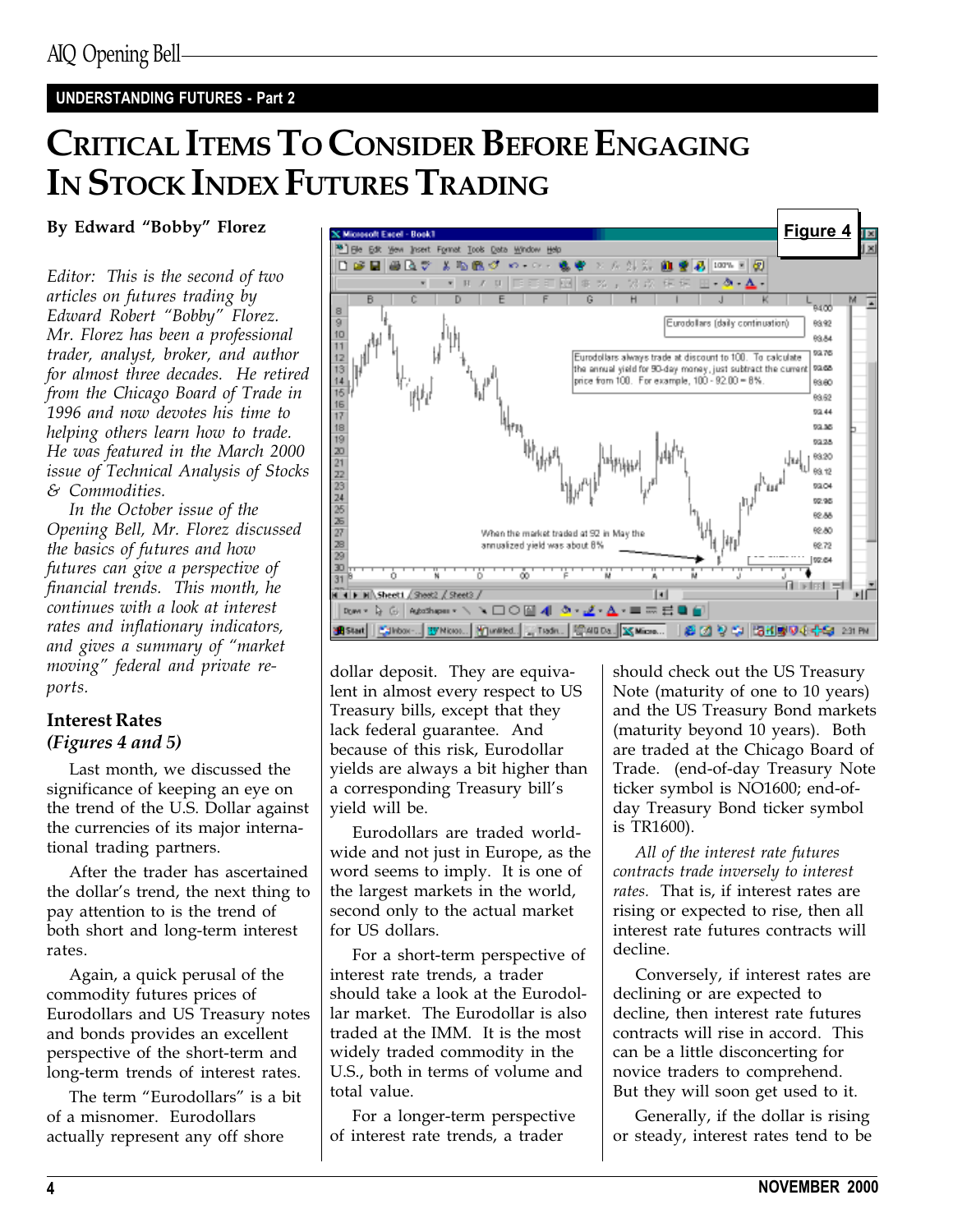UNDERSTANDING FUTURES - Part 2

# CRITICAL ITEMS TO CONSIDER BEFORE ENGAGING IN STOCK INDEX FUTURES TRADING

**By Edward "Bobby" Florez**

*Editor: This is the second of two articles on futures trading by Edward Robert "Bobby" Florez. Mr. Florez has been a professional trader, analyst, broker, and author for almost three decades. He retired from the Chicago Board of Trade in 1996 and now devotes his time to helping others learn how to trade. He was featured in the March 2000 issue of Technical Analysis of Stocks & Commodities.*

*In the October issue of the Opening Bell, Mr. Florez discussed the basics of futures and how futures can give a perspective of financial trends. This month, he continues with a look at interest rates and inflationary indicators, and gives a summary of "market moving" federal and private reports.*

Figure 4

Eurodollars (daily continuation)

Eurodollars always trade at discount to 100. To calculate the annual yield for 90-day money, just subtract the current price from 100. For example, 100 - 92.00 = 8%.

When the market traded at 92 in May the annualized yield was about 8%

## Interest Rates
### *(Figures 4 and 5)*

Last month, we discussed the significance of keeping an eye on the trend of the U.S. Dollar against the currencies of its major international trading partners.

After the trader has ascertained the dollar's trend, the next thing to pay attention to is the trend of both short and long-term interest rates.

Again, a quick perusal of the commodity futures prices of Eurodollars and US Treasury notes and bonds provides an excellent perspective of the short-term and long-term trends of interest rates.

The term "Eurodollars" is a bit of a misnomer. Eurodollars actually represent any off shore dollar deposit. They are equivalent in almost every respect to US Treasury bills, except that they lack federal guarantee. And because of this risk, Eurodollar yields are always a bit higher than a corresponding Treasury bill's yield will be.

Eurodollars are traded worldwide and not just in Europe, as the word seems to imply. It is one of the largest markets in the world, second only to the actual market for US dollars.

For a short-term perspective of interest rate trends, a trader should take a look at the Eurodollar market. The Eurodollar is also traded at the IMM. It is the most widely traded commodity in the U.S., both in terms of volume and total value.

For a longer-term perspective of interest rate trends, a trader should check out the US Treasury Note (maturity of one to 10 years) and the US Treasury Bond markets (maturity beyond 10 years). Both are traded at the Chicago Board of Trade. (end-of-day Treasury Note ticker symbol is NO1600; end-of-day Treasury Bond ticker symbol is TR1600).

*All of the interest rate futures contracts trade inversely to interest rates.* That is, if interest rates are rising or expected to rise, then all interest rate futures contracts will decline.

Conversely, if interest rates are declining or are expected to decline, then interest rate futures contracts will rise in accord. This can be a little disconcerting for novice traders to comprehend. But they will soon get used to it.

Generally, if the dollar is rising or steady, interest rates tend to be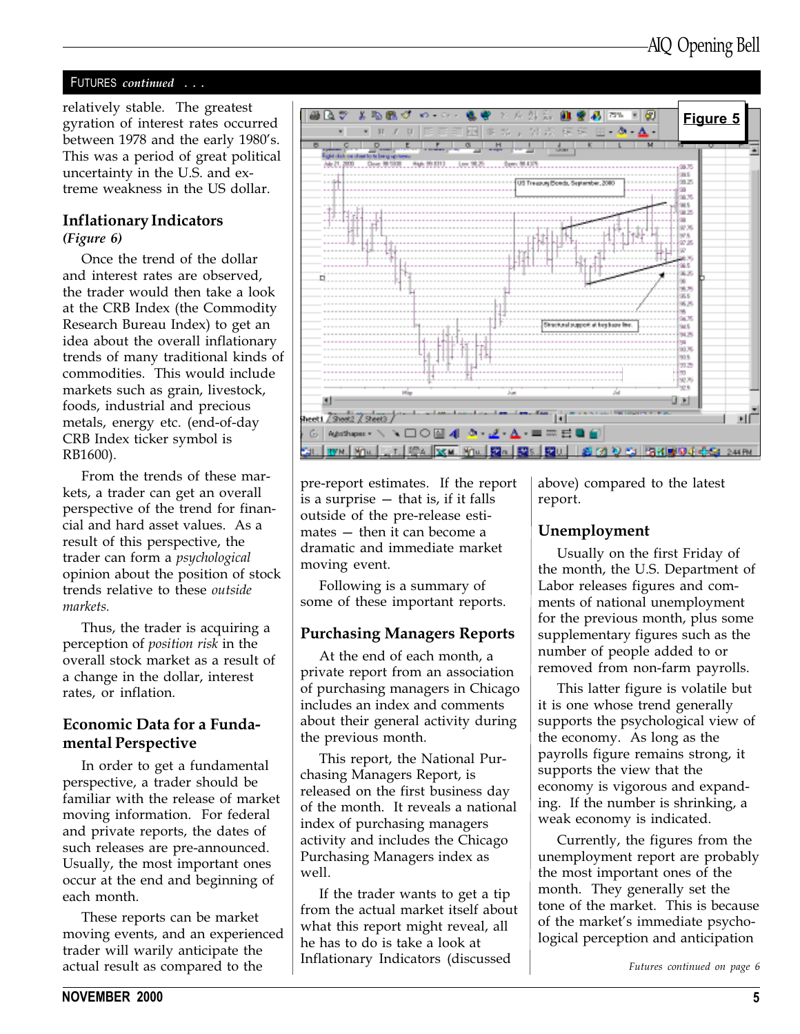relatively stable. The greatest gyration of interest rates occurred between 1978 and the early 1980's. This was a period of great political uncertainty in the U.S. and extreme weakness in the US dollar.

### Inflationary Indicators

***(Figure 6)***

Once the trend of the dollar and interest rates are observed, the trader would then take a look at the CRB Index (the Commodity Research Bureau Index) to get an idea about the overall inflationary trends of many traditional kinds of commodities. This would include markets such as grain, livestock, foods, industrial and precious metals, energy etc. (end-of-day CRB Index ticker symbol is RB1600).

From the trends of these markets, a trader can get an overall perspective of the trend for financial and hard asset values. As a result of this perspective, the trader can form a *psychological* opinion about the position of stock trends relative to these *outside markets.*

Thus, the trader is acquiring a perception of *position risk* in the overall stock market as a result of a change in the dollar, interest rates, or inflation.

### Economic Data for a Fundamental Perspective

In order to get a fundamental perspective, a trader should be familiar with the release of market moving information. For federal and private reports, the dates of such releases are pre-announced. Usually, the most important ones occur at the end and beginning of each month.

These reports can be market moving events, and an experienced trader will warily anticipate the actual result as compared to the pre-report estimates. If the report is a surprise — that is, if it falls outside of the pre-release estimates — then it can become a dramatic and immediate market moving event.

Following is a summary of some of these important reports.

**Figure 5**

### Purchasing Managers Reports

At the end of each month, a private report from an association of purchasing managers in Chicago includes an index and comments about their general activity during the previous month.

This report, the National Purchasing Managers Report, is released on the first business day of the month. It reveals a national index of purchasing managers activity and includes the Chicago Purchasing Managers index as well.

If the trader wants to get a tip from the actual market itself about what this report might reveal, all he has to do is take a look at Inflationary Indicators (discussed above) compared to the latest report.

### Unemployment

Usually on the first Friday of the month, the U.S. Department of Labor releases figures and comments of national unemployment for the previous month, plus some supplementary figures such as the number of people added to or removed from non-farm payrolls.

This latter figure is volatile but it is one whose trend generally supports the psychological view of the economy. As long as the payrolls figure remains strong, it supports the view that the economy is vigorous and expanding. If the number is shrinking, a weak economy is indicated.

Currently, the figures from the unemployment report are probably the most important ones of the month. They generally set the tone of the market. This is because of the market's immediate psychological perception and anticipation

*Futures continued on page 6*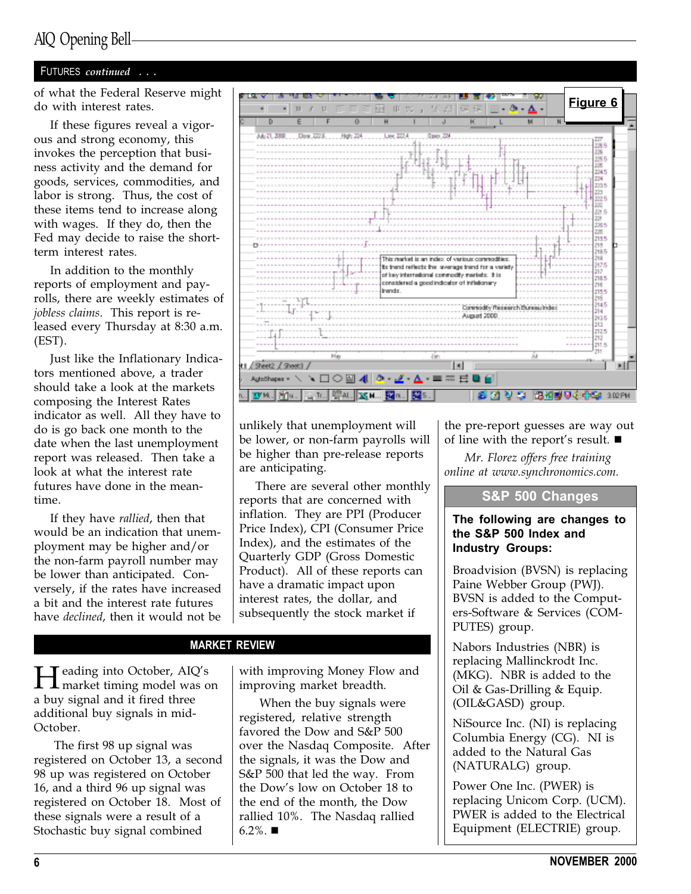## FUTURES *continued* . . .

of what the Federal Reserve might do with interest rates.

If these figures reveal a vigorous and strong economy, this invokes the perception that business activity and the demand for goods, services, commodities, and labor is strong. Thus, the cost of these items tend to increase along with wages. If they do, then the Fed may decide to raise the short-term interest rates.

In addition to the monthly reports of employment and payrolls, there are weekly estimates of *jobless claims*. This report is released every Thursday at 8:30 a.m. (EST).

Just like the Inflationary Indicators mentioned above, a trader should take a look at the markets composing the Interest Rates indicator as well. All they have to do is go back one month to the date when the last unemployment report was released. Then take a look at what the interest rate futures have done in the meantime.

If they have *rallied*, then that would be an indication that unemployment may be higher and/or the non-farm payroll number may be lower than anticipated. Conversely, if the rates have increased a bit and the interest rate futures have *declined*, then it would not be unlikely that unemployment will be lower, or non-farm payrolls will be higher than pre-release reports are anticipating.

There are several other monthly reports that are concerned with inflation. They are PPI (Producer Price Index), CPI (Consumer Price Index), and the estimates of the Quarterly GDP (Gross Domestic Product). All of these reports can have a dramatic impact upon interest rates, the dollar, and subsequently the stock market if the pre-report guesses are way out of line with the report's result. ■

*Mr. Florez offers free training online at www.synchronomics.com.*

**Figure 6**

## MARKET REVIEW

Heading into October, AIQ's market timing model was on a buy signal and it fired three additional buy signals in mid-October.

The first 98 up signal was registered on October 13, a second 98 up was registered on October 16, and a third 96 up signal was registered on October 18. Most of these signals were a result of a Stochastic buy signal combined with improving Money Flow and improving market breadth.

When the buy signals were registered, relative strength favored the Dow and S&P 500 over the Nasdaq Composite. After the signals, it was the Dow and S&P 500 that led the way. From the Dow's low on October 18 to the end of the month, the Dow rallied 10%. The Nasdaq rallied 6.2%. ■

## S&P 500 Changes

**The following are changes to the S&P 500 Index and Industry Groups:**

Broadvision (BVSN) is replacing Paine Webber Group (PWJ). BVSN is added to the Computers-Software & Services (COMPUTES) group.

Nabors Industries (NBR) is replacing Mallinckrodt Inc. (MKG). NBR is added to the Oil & Gas-Drilling & Equip. (OIL&GASD) group.

NiSource Inc. (NI) is replacing Columbia Energy (CG). NI is added to the Natural Gas (NATURALG) group.

Power One Inc. (PWER) is replacing Unicom Corp. (UCM). PWER is added to the Electrical Equipment (ELECTRIE) group.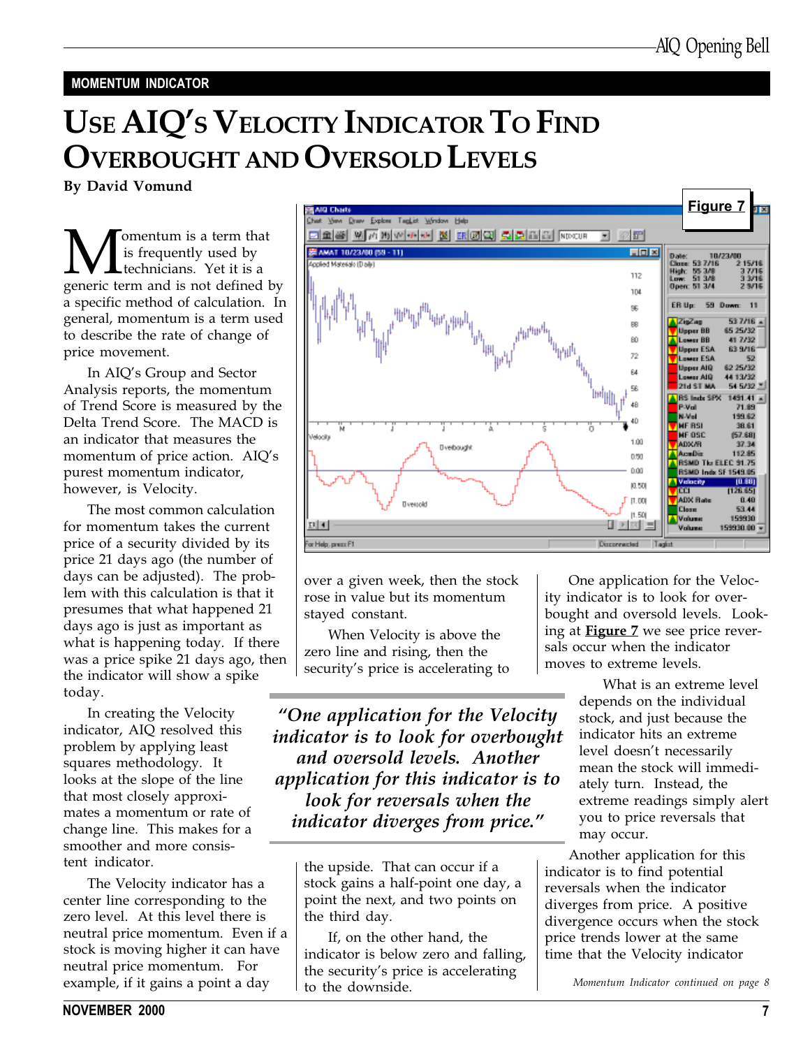MOMENTUM INDICATOR

# USE AIQ'S VELOCITY INDICATOR TO FIND OVERBOUGHT AND OVERSOLD LEVELS

**By David Vomund**

Momentum is a term that is frequently used by technicians. Yet it is a generic term and is not defined by a specific method of calculation. In general, momentum is a term used to describe the rate of change of price movement.

In AIQ's Group and Sector Analysis reports, the momentum of Trend Score is measured by the Delta Trend Score. The MACD is an indicator that measures the momentum of price action. AIQ's purest momentum indicator, however, is Velocity.

The most common calculation for momentum takes the current price of a security divided by its price 21 days ago (the number of days can be adjusted). The problem with this calculation is that it presumes that what happened 21 days ago is just as important as what is happening today. If there was a price spike 21 days ago, then the indicator will show a spike today.

In creating the Velocity indicator, AIQ resolved this problem by applying least squares methodology. It looks at the slope of the line that most closely approximates a momentum or rate of change line. This makes for a smoother and more consistent indicator.

The Velocity indicator has a center line corresponding to the zero level. At this level there is neutral price momentum. Even if a stock is moving higher it can have neutral price momentum. For example, if it gains a point a day over a given week, then the stock rose in value but its momentum stayed constant.

When Velocity is above the zero line and rising, then the security's price is accelerating to the upside. That can occur if a stock gains a half-point one day, a point the next, and two points on the third day.

If, on the other hand, the indicator is below zero and falling, the security's price is accelerating to the downside.

> *"One application for the Velocity indicator is to look for overbought and oversold levels. Another application for this indicator is to look for reversals when the indicator diverges from price."*

**Figure 7**

One application for the Velocity indicator is to look for overbought and oversold levels. Looking at **Figure 7** we see price reversals occur when the indicator moves to extreme levels.

What is an extreme level depends on the individual stock, and just because the indicator hits an extreme level doesn't necessarily mean the stock will immediately turn. Instead, the extreme readings simply alert you to price reversals that may occur.

Another application for this indicator is to find potential reversals when the indicator diverges from price. A positive divergence occurs when the stock price trends lower at the same time that the Velocity indicator

*Momentum Indicator continued on page 8*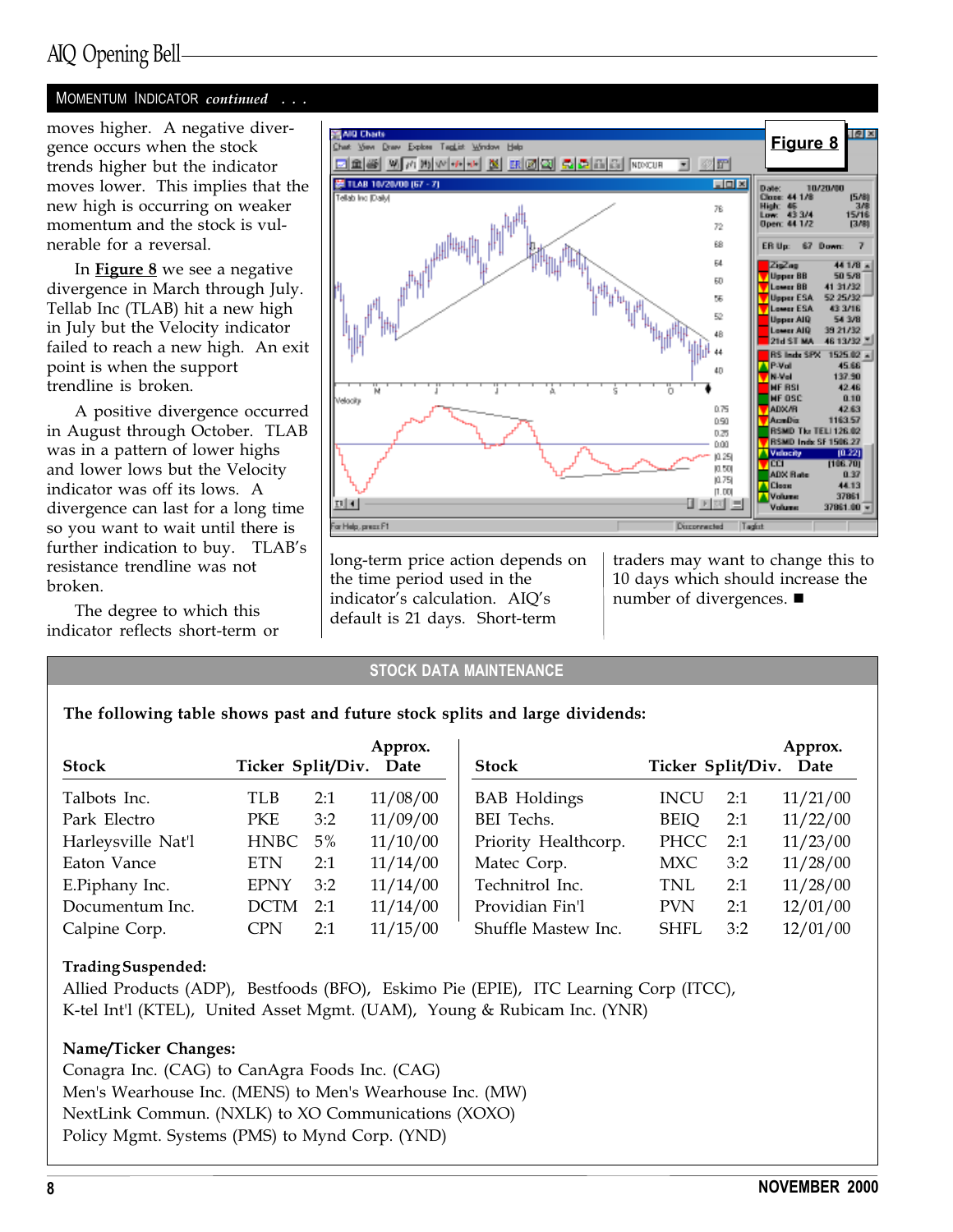## MOMENTUM INDICATOR *continued* . . .

moves higher. A negative divergence occurs when the stock trends higher but the indicator moves lower. This implies that the new high is occurring on weaker momentum and the stock is vulnerable for a reversal.

In **Figure 8** we see a negative divergence in March through July. Tellab Inc (TLAB) hit a new high in July but the Velocity indicator failed to reach a new high. An exit point is when the support trendline is broken.

A positive divergence occurred in August through October. TLAB was in a pattern of lower highs and lower lows but the Velocity indicator was off its lows. A divergence can last for a long time so you want to wait until there is further indication to buy. TLAB's resistance trendline was not broken.

The degree to which this indicator reflects short-term or long-term price action depends on the time period used in the indicator's calculation. AIQ's default is 21 days. Short-term traders may want to change this to 10 days which should increase the number of divergences. ■

**Figure 8**

## STOCK DATA MAINTENANCE

**The following table shows past and future stock splits and large dividends:**

| Stock | Ticker | Split/Div. | Approx. Date |
|---|---|---|---|
| Talbots Inc. | TLB | 2:1 | 11/08/00 |
| Park Electro | PKE | 3:2 | 11/09/00 |
| Harleysville Nat'l | HNBC | 5% | 11/10/00 |
| Eaton Vance | ETN | 2:1 | 11/14/00 |
| E.Piphany Inc. | EPNY | 3:2 | 11/14/00 |
| Documentum Inc. | DCTM | 2:1 | 11/14/00 |
| Calpine Corp. | CPN | 2:1 | 11/15/00 |
| BAB Holdings | INCU | 2:1 | 11/21/00 |
| BEI Techs. | BEIQ | 2:1 | 11/22/00 |
| Priority Healthcorp. | PHCC | 2:1 | 11/23/00 |
| Matec Corp. | MXC | 3:2 | 11/28/00 |
| Technitrol Inc. | TNL | 2:1 | 11/28/00 |
| Providian Fin'l | PVN | 2:1 | 12/01/00 |
| Shuffle Mastew Inc. | SHFL | 3:2 | 12/01/00 |

**Trading Suspended:**

Allied Products (ADP), Bestfoods (BFO), Eskimo Pie (EPIE), ITC Learning Corp (ITCC), K-tel Int'l (KTEL), United Asset Mgmt. (UAM), Young & Rubicam Inc. (YNR)

**Name/Ticker Changes:**

Conagra Inc. (CAG) to CanAgra Foods Inc. (CAG)
Men's Wearhouse Inc. (MENS) to Men's Wearhouse Inc. (MW)
NextLink Commun. (NXLK) to XO Communications (XOXO)
Policy Mgmt. Systems (PMS) to Mynd Corp. (YND)